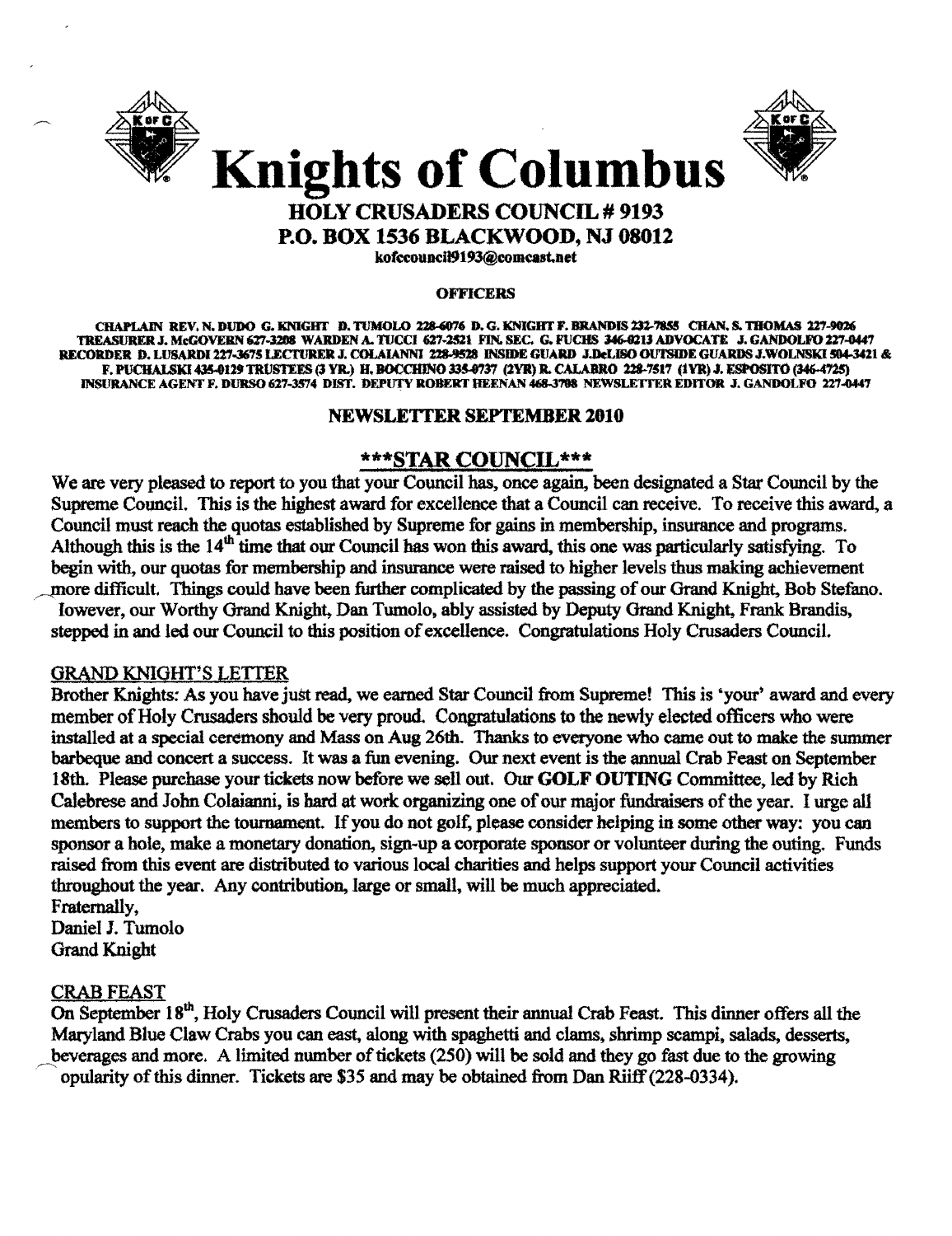# Knights of Columbus

## HOLY CRUSADERS COUNCIL # 9193

## P.O. BOX 1536 BLACKWOOD, NJ 08012

kofccouncil9193@comcast.net

**OFFICERS**

CHAPLAIN REV. N. DUDO G. KNIGHT D. TUMOLO 228-6076 D. G. KNIGHT F. BRANDIS 232-7855 CHAN. S. THOMAS 227-9026 TREASURER J. McGOVERN 627-3208 WARDEN A. TUCCI 627-2521 FIN. SEC. G. FUCHS 346-0213 ADVOCATE J. GANDOLFO 227-0447 RECORDER D. LUSARDI 227-3675 LECTURER J. COLAIANNI 228-9528 INSIDE GUARD J.DeLISO OUTSIDE GUARDS J.WOLNSKI 504-3421 & F. PUCHALSKI 435-0129 TRUSTEES (3 YR.) H. BOCCHINO 335-0737 (2YR) R. CALABRO 228-7517 (1YR) J. ESPOSITO (346-4725) INSURANCE AGENT F. DURSO 627-3574 DIST. DEPUTY ROBERT HEENAN 468-3788 NEWSLETTER EDITOR J. GANDOLFO 227-0447

**NEWSLETTER SEPTEMBER 2010**

## ***STAR COUNCIL***

We are very pleased to report to you that your Council has, once again, been designated a Star Council by the Supreme Council. This is the highest award for excellence that a Council can receive. To receive this award, a Council must reach the quotas established by Supreme for gains in membership, insurance and programs. Although this is the 14th time that our Council has won this award, this one was particularly satisfying. To begin with, our quotas for membership and insurance were raised to higher levels thus making achievement more difficult. Things could have been further complicated by the passing of our Grand Knight, Bob Stefano. However, our Worthy Grand Knight, Dan Tumolo, ably assisted by Deputy Grand Knight, Frank Brandis, stepped in and led our Council to this position of excellence. Congratulations Holy Crusaders Council.

### GRAND KNIGHT'S LETTER

Brother Knights: As you have just read, we earned Star Council from Supreme! This is 'your' award and every member of Holy Crusaders should be very proud. Congratulations to the newly elected officers who were installed at a special ceremony and Mass on Aug 26th. Thanks to everyone who came out to make the summer barbeque and concert a success. It was a fun evening. Our next event is the annual Crab Feast on September 18th. Please purchase your tickets now before we sell out. Our **GOLF OUTING** Committee, led by Rich Calebrese and John Colaianni, is hard at work organizing one of our major fundraisers of the year. I urge all members to support the tournament. If you do not golf, please consider helping in some other way: you can sponsor a hole, make a monetary donation, sign-up a corporate sponsor or volunteer during the outing. Funds raised from this event are distributed to various local charities and helps support your Council activities throughout the year. Any contribution, large or small, will be much appreciated.

Fraternally,
Daniel J. Tumolo
Grand Knight

### CRAB FEAST

On September 18th, Holy Crusaders Council will present their annual Crab Feast. This dinner offers all the Maryland Blue Claw Crabs you can east, along with spaghetti and clams, shrimp scampi, salads, desserts, beverages and more. A limited number of tickets (250) will be sold and they go fast due to the growing popularity of this dinner. Tickets are $35 and may be obtained from Dan Riiff (228-0334).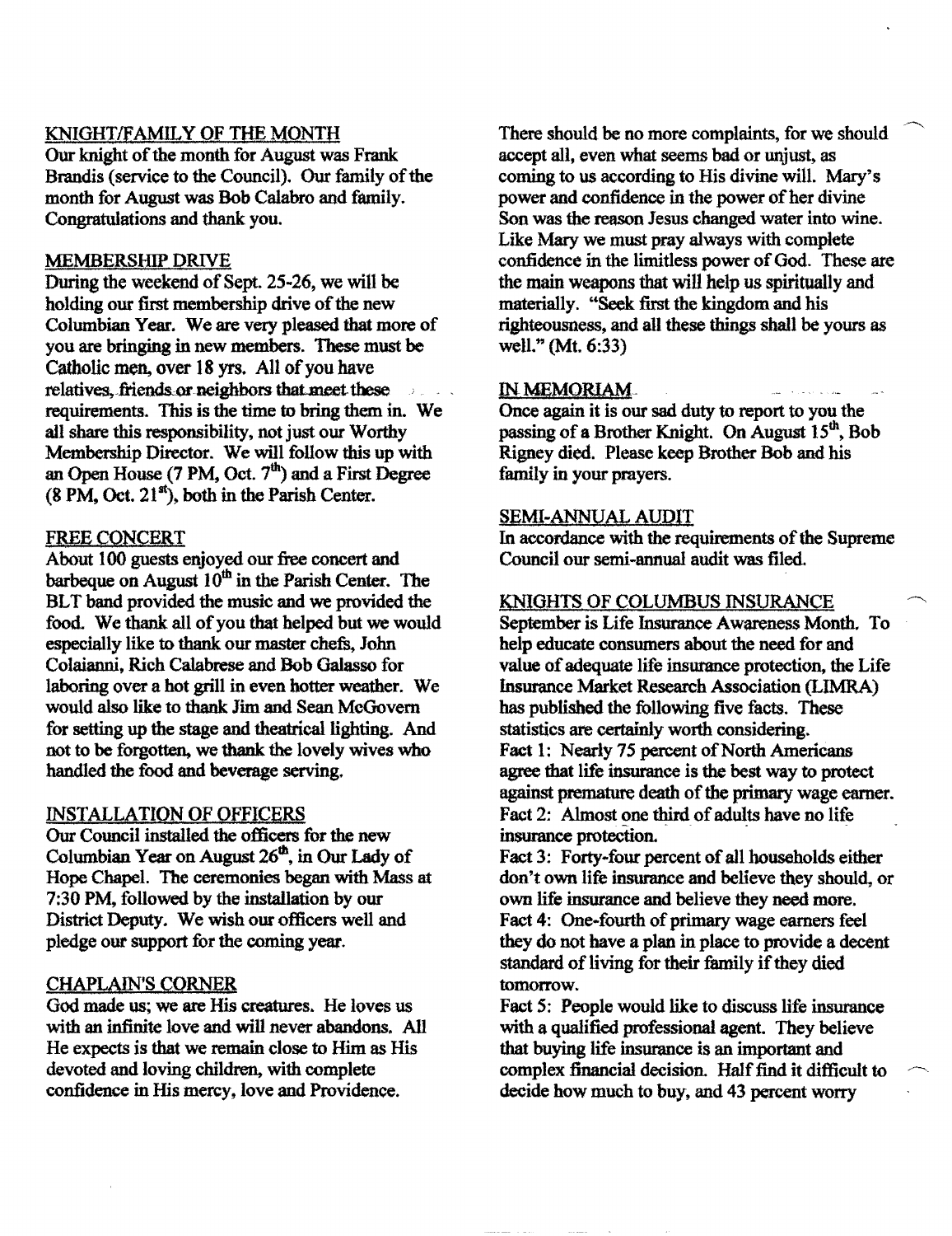## KNIGHT/FAMILY OF THE MONTH

Our knight of the month for August was Frank Brandis (service to the Council). Our family of the month for August was Bob Calabro and family. Congratulations and thank you.

## MEMBERSHIP DRIVE

During the weekend of Sept. 25-26, we will be holding our first membership drive of the new Columbian Year. We are very pleased that more of you are bringing in new members. These must be Catholic men, over 18 yrs. All of you have relatives, friends or neighbors that meet these requirements. This is the time to bring them in. We all share this responsibility, not just our Worthy Membership Director. We will follow this up with an Open House (7 PM, Oct. 7th) and a First Degree (8 PM, Oct. 21st), both in the Parish Center.

## FREE CONCERT

About 100 guests enjoyed our free concert and barbeque on August 10th in the Parish Center. The BLT band provided the music and we provided the food. We thank all of you that helped but we would especially like to thank our master chefs, John Colaianni, Rich Calabrese and Bob Galasso for laboring over a hot grill in even hotter weather. We would also like to thank Jim and Sean McGovern for setting up the stage and theatrical lighting. And not to be forgotten, we thank the lovely wives who handled the food and beverage serving.

## INSTALLATION OF OFFICERS

Our Council installed the officers for the new Columbian Year on August 26th, in Our Lady of Hope Chapel. The ceremonies began with Mass at 7:30 PM, followed by the installation by our District Deputy. We wish our officers well and pledge our support for the coming year.

## CHAPLAIN'S CORNER

God made us; we are His creatures. He loves us with an infinite love and will never abandons. All He expects is that we remain close to Him as His devoted and loving children, with complete confidence in His mercy, love and Providence. There should be no more complaints, for we should accept all, even what seems bad or unjust, as coming to us according to His divine will. Mary's power and confidence in the power of her divine Son was the reason Jesus changed water into wine. Like Mary we must pray always with complete confidence in the limitless power of God. These are the main weapons that will help us spiritually and materially. "Seek first the kingdom and his righteousness, and all these things shall be yours as well." (Mt. 6:33)

## IN MEMORIAM

Once again it is our sad duty to report to you the passing of a Brother Knight. On August 15th, Bob Rigney died. Please keep Brother Bob and his family in your prayers.

## SEMI-ANNUAL AUDIT

In accordance with the requirements of the Supreme Council our semi-annual audit was filed.

## KNIGHTS OF COLUMBUS INSURANCE

September is Life Insurance Awareness Month. To help educate consumers about the need for and value of adequate life insurance protection, the Life Insurance Market Research Association (LIMRA) has published the following five facts. These statistics are certainly worth considering.

Fact 1: Nearly 75 percent of North Americans agree that life insurance is the best way to protect against premature death of the primary wage earner.

Fact 2: Almost one third of adults have no life insurance protection.

Fact 3: Forty-four percent of all households either don't own life insurance and believe they should, or own life insurance and believe they need more.

Fact 4: One-fourth of primary wage earners feel they do not have a plan in place to provide a decent standard of living for their family if they died tomorrow.

Fact 5: People would like to discuss life insurance with a qualified professional agent. They believe that buying life insurance is an important and complex financial decision. Half find it difficult to decide how much to buy, and 43 percent worry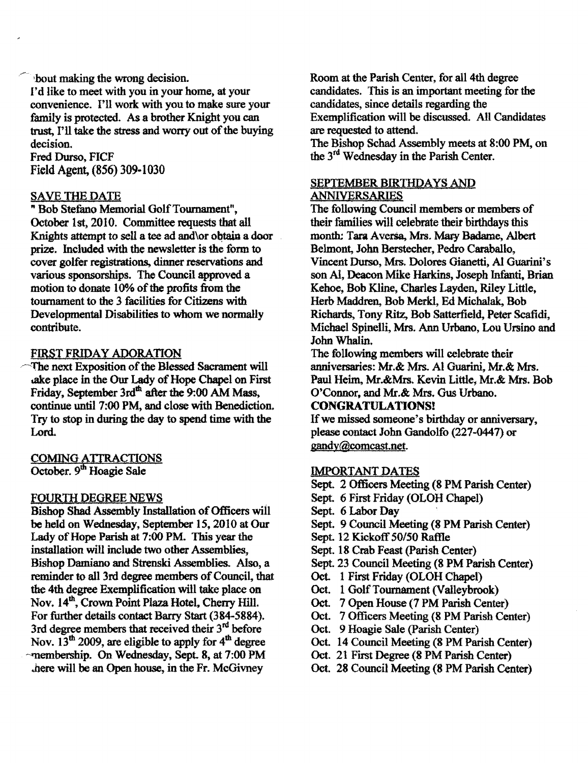bout making the wrong decision.
I'd like to meet with you in your home, at your convenience. I'll work with you to make sure your family is protected. As a brother Knight you can trust, I'll take the stress and worry out of the buying decision.
Fred Durso, FICF
Field Agent, (856) 309-1030

## SAVE THE DATE

" Bob Stefano Memorial Golf Tournament", October 1st, 2010. Committee requests that all Knights attempt to sell a tee ad and\or obtain a door prize. Included with the newsletter is the form to cover golfer registrations, dinner reservations and various sponsorships. The Council approved a motion to donate 10% of the profits from the tournament to the 3 facilities for Citizens with Developmental Disabilities to whom we normally contribute.

## FIRST FRIDAY ADORATION

The next Exposition of the Blessed Sacrament will take place in the Our Lady of Hope Chapel on First Friday, September 3rd after the 9:00 AM Mass, continue until 7:00 PM, and close with Benediction. Try to stop in during the day to spend time with the Lord.

## COMING ATTRACTIONS

October. 9th Hoagie Sale

## FOURTH DEGREE NEWS

Bishop Shad Assembly Installation of Officers will be held on Wednesday, September 15, 2010 at Our Lady of Hope Parish at 7:00 PM. This year the installation will include two other Assemblies, Bishop Damiano and Strenski Assemblies. Also, a reminder to all 3rd degree members of Council, that the 4th degree Exemplification will take place on Nov. 14th, Crown Point Plaza Hotel, Cherry Hill. For further details contact Barry Start (384-5884). 3rd degree members that received their 3rd before Nov. 13th 2009, are eligible to apply for 4th degree membership. On Wednesday, Sept. 8, at 7:00 PM there will be an Open house, in the Fr. McGivney Room at the Parish Center, for all 4th degree candidates. This is an important meeting for the candidates, since details regarding the Exemplification will be discussed. All Candidates are requested to attend.
The Bishop Schad Assembly meets at 8:00 PM, on the 3rd Wednesday in the Parish Center.

## SEPTEMBER BIRTHDAYS AND ANNIVERSARIES

The following Council members or members of their families will celebrate their birthdays this month: Tara Aversa, Mrs. Mary Badame, Albert Belmont, John Berstecher, Pedro Caraballo, Vincent Durso, Mrs. Dolores Gianetti, Al Guarini's son Al, Deacon Mike Harkins, Joseph Infanti, Brian Kehoe, Bob Kline, Charles Layden, Riley Little, Herb Maddren, Bob Merkl, Ed Michalak, Bob Richards, Tony Ritz, Bob Satterfield, Peter Scafidi, Michael Spinelli, Mrs. Ann Urbano, Lou Ursino and John Whalin.
The following members will celebrate their anniversaries: Mr.& Mrs. Al Guarini, Mr.& Mrs. Paul Heim, Mr.&Mrs. Kevin Little, Mr.& Mrs. Bob O'Connor, and Mr.& Mrs. Gus Urbano.
**CONGRATULATIONS!**
If we missed someone's birthday or anniversary, please contact John Gandolfo (227-0447) or gandy@comcast.net.

## IMPORTANT DATES

- Sept. 2 Officers Meeting (8 PM Parish Center)
- Sept. 6 First Friday (OLOH Chapel)
- Sept. 6 Labor Day
- Sept. 9 Council Meeting (8 PM Parish Center)
- Sept. 12 Kickoff 50/50 Raffle
- Sept. 18 Crab Feast (Parish Center)
- Sept. 23 Council Meeting (8 PM Parish Center)
- Oct. 1 First Friday (OLOH Chapel)
- Oct. 1 Golf Tournament (Valleybrook)
- Oct. 7 Open House (7 PM Parish Center)
- Oct. 7 Officers Meeting (8 PM Parish Center)
- Oct. 9 Hoagie Sale (Parish Center)
- Oct. 14 Council Meeting (8 PM Parish Center)
- Oct. 21 First Degree (8 PM Parish Center)
- Oct. 28 Council Meeting (8 PM Parish Center)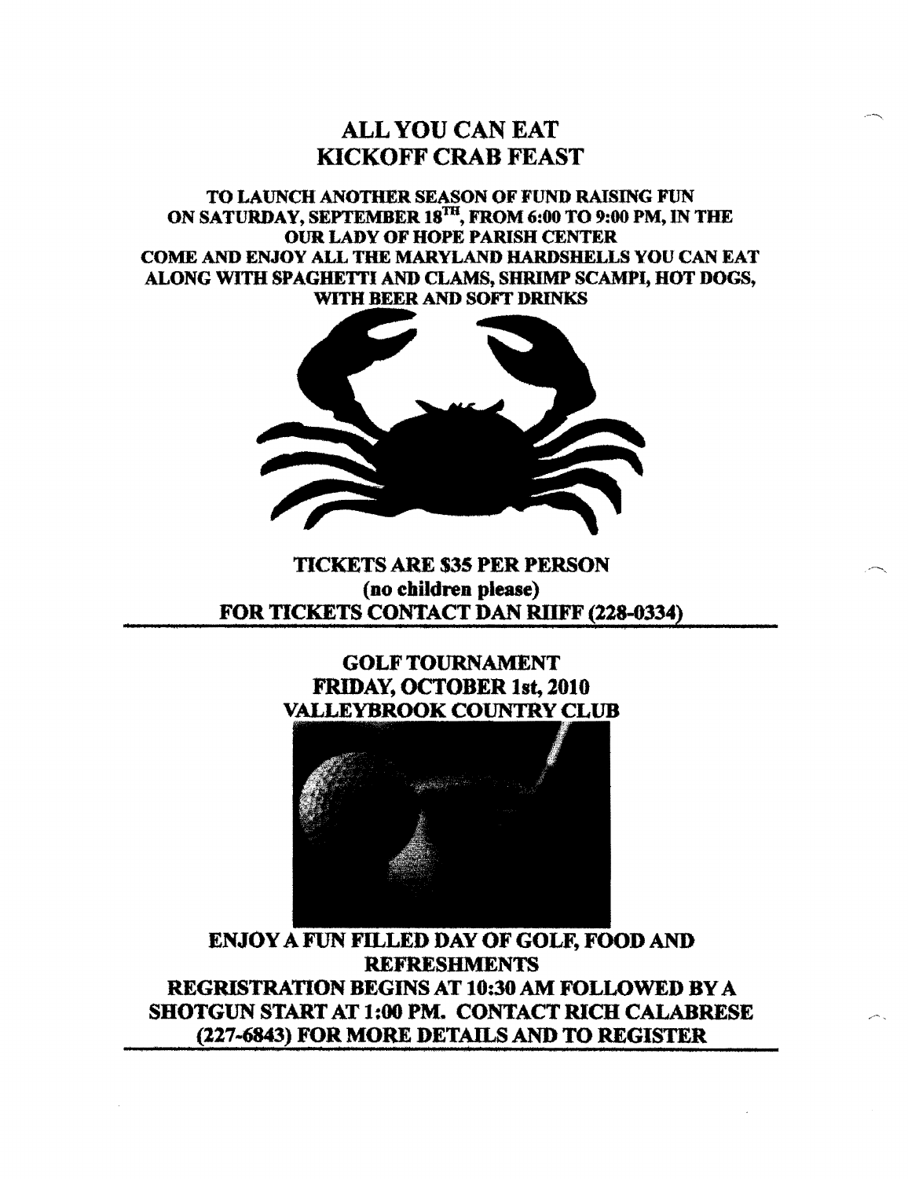# ALL YOU CAN EAT
# KICKOFF CRAB FEAST

**TO LAUNCH ANOTHER SEASON OF FUND RAISING FUN ON SATURDAY, SEPTEMBER 18TH, FROM 6:00 TO 9:00 PM, IN THE OUR LADY OF HOPE PARISH CENTER COME AND ENJOY ALL THE MARYLAND HARDSHELLS YOU CAN EAT ALONG WITH SPAGHETTI AND CLAMS, SHRIMP SCAMPI, HOT DOGS, WITH BEER AND SOFT DRINKS**

**TICKETS ARE $35 PER PERSON**
**(no children please)**
**FOR TICKETS CONTACT DAN RIIFF (228-0334)**

---

## GOLF TOURNAMENT
## FRIDAY, OCTOBER 1st, 2010
## VALLEYBROOK COUNTRY CLUB

**ENJOY A FUN FILLED DAY OF GOLF, FOOD AND REFRESHMENTS**
**REGRISTRATION BEGINS AT 10:30 AM FOLLOWED BY A SHOTGUN START AT 1:00 PM. CONTACT RICH CALABRESE (227-6843) FOR MORE DETAILS AND TO REGISTER**

---